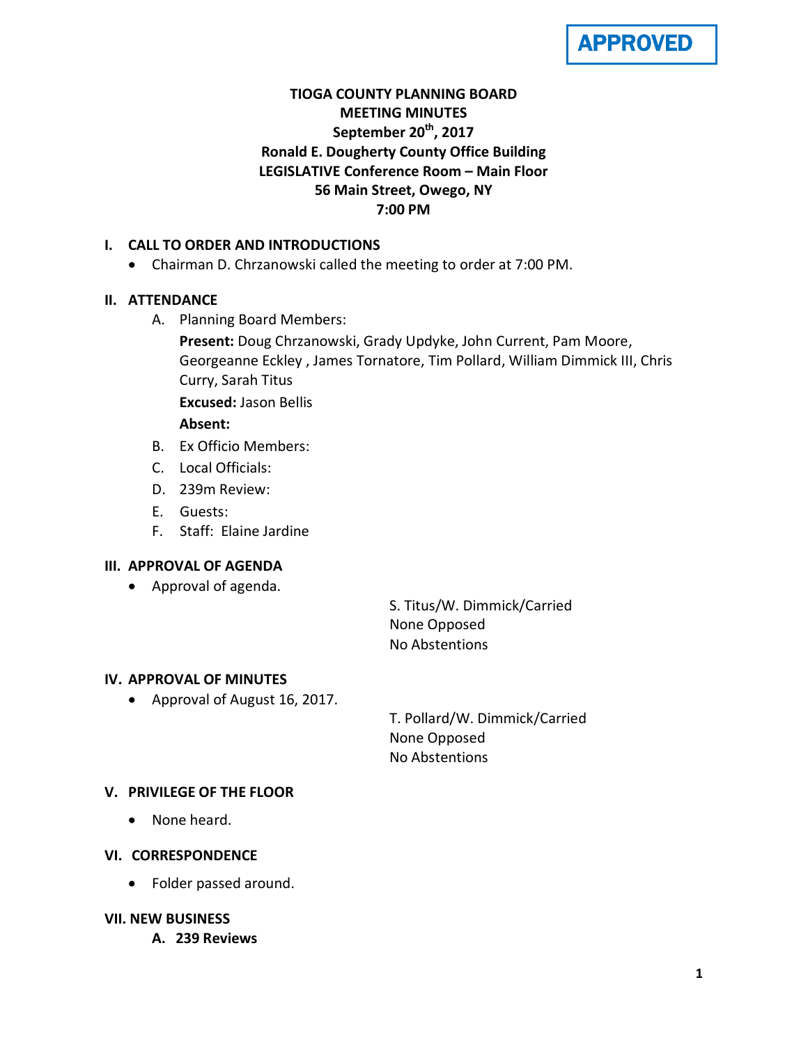APPROVED

# TIOGA COUNTY PLANNING BOARD
## MEETING MINUTES
### September 20th, 2017
### Ronald E. Dougherty County Office Building
### LEGISLATIVE Conference Room – Main Floor
### 56 Main Street, Owego, NY
### 7:00 PM

## I. CALL TO ORDER AND INTRODUCTIONS

- Chairman D. Chrzanowski called the meeting to order at 7:00 PM.

## II. ATTENDANCE

A. Planning Board Members:

**Present:** Doug Chrzanowski, Grady Updyke, John Current, Pam Moore, Georgeanne Eckley , James Tornatore, Tim Pollard, William Dimmick III, Chris Curry, Sarah Titus

**Excused:** Jason Bellis

**Absent:**

B. Ex Officio Members:

C. Local Officials:

D. 239m Review:

E. Guests:

F. Staff: Elaine Jardine

## III. APPROVAL OF AGENDA

- Approval of agenda.

S. Titus/W. Dimmick/Carried
None Opposed
No Abstentions

## IV. APPROVAL OF MINUTES

- Approval of August 16, 2017.

T. Pollard/W. Dimmick/Carried
None Opposed
No Abstentions

## V. PRIVILEGE OF THE FLOOR

- None heard.

## VI. CORRESPONDENCE

- Folder passed around.

## VII. NEW BUSINESS

### A. 239 Reviews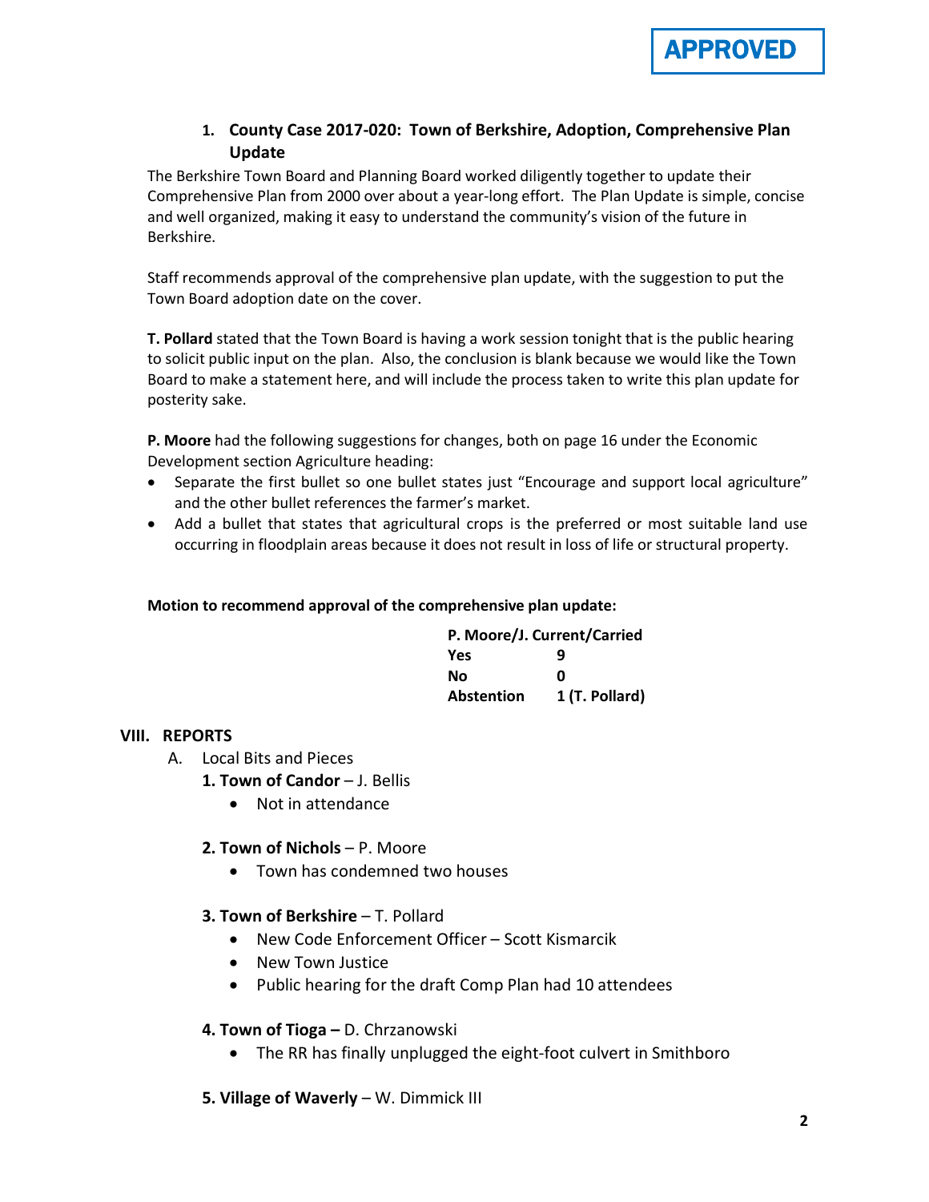**APPROVED**

### 1. County Case 2017-020: Town of Berkshire, Adoption, Comprehensive Plan Update

The Berkshire Town Board and Planning Board worked diligently together to update their Comprehensive Plan from 2000 over about a year-long effort. The Plan Update is simple, concise and well organized, making it easy to understand the community's vision of the future in Berkshire.

Staff recommends approval of the comprehensive plan update, with the suggestion to put the Town Board adoption date on the cover.

**T. Pollard** stated that the Town Board is having a work session tonight that is the public hearing to solicit public input on the plan. Also, the conclusion is blank because we would like the Town Board to make a statement here, and will include the process taken to write this plan update for posterity sake.

**P. Moore** had the following suggestions for changes, both on page 16 under the Economic Development section Agriculture heading:

- Separate the first bullet so one bullet states just "Encourage and support local agriculture" and the other bullet references the farmer's market.
- Add a bullet that states that agricultural crops is the preferred or most suitable land use occurring in floodplain areas because it does not result in loss of life or structural property.

**Motion to recommend approval of the comprehensive plan update:**

**P. Moore/J. Current/Carried**

| | |
|---|---|
| **Yes** | **9** |
| **No** | **0** |
| **Abstention** | **1 (T. Pollard)** |

## VIII. REPORTS

A. Local Bits and Pieces

**1. Town of Candor** – J. Bellis

- Not in attendance

**2. Town of Nichols** – P. Moore

- Town has condemned two houses

**3. Town of Berkshire** – T. Pollard

- New Code Enforcement Officer – Scott Kismarcik
- New Town Justice
- Public hearing for the draft Comp Plan had 10 attendees

**4. Town of Tioga –** D. Chrzanowski

- The RR has finally unplugged the eight-foot culvert in Smithboro

**5. Village of Waverly** – W. Dimmick III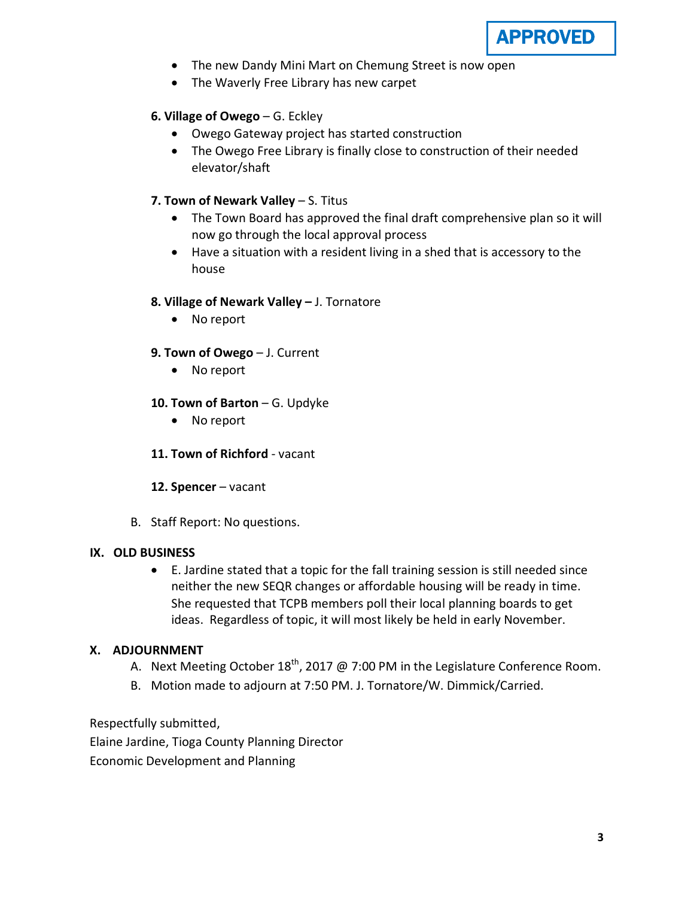**APPROVED**

- The new Dandy Mini Mart on Chemung Street is now open
- The Waverly Free Library has new carpet

**6. Village of Owego** – G. Eckley

- Owego Gateway project has started construction
- The Owego Free Library is finally close to construction of their needed elevator/shaft

**7. Town of Newark Valley** – S. Titus

- The Town Board has approved the final draft comprehensive plan so it will now go through the local approval process
- Have a situation with a resident living in a shed that is accessory to the house

**8. Village of Newark Valley –** J. Tornatore

- No report

**9. Town of Owego** – J. Current

- No report

**10. Town of Barton** – G. Updyke

- No report

**11. Town of Richford** - vacant

**12. Spencer** – vacant

B. Staff Report: No questions.

## IX. OLD BUSINESS

- E. Jardine stated that a topic for the fall training session is still needed since neither the new SEQR changes or affordable housing will be ready in time. She requested that TCPB members poll their local planning boards to get ideas. Regardless of topic, it will most likely be held in early November.

## X. ADJOURNMENT

A. Next Meeting October 18th, 2017 @ 7:00 PM in the Legislature Conference Room.

B. Motion made to adjourn at 7:50 PM. J. Tornatore/W. Dimmick/Carried.

Respectfully submitted,
Elaine Jardine, Tioga County Planning Director
Economic Development and Planning